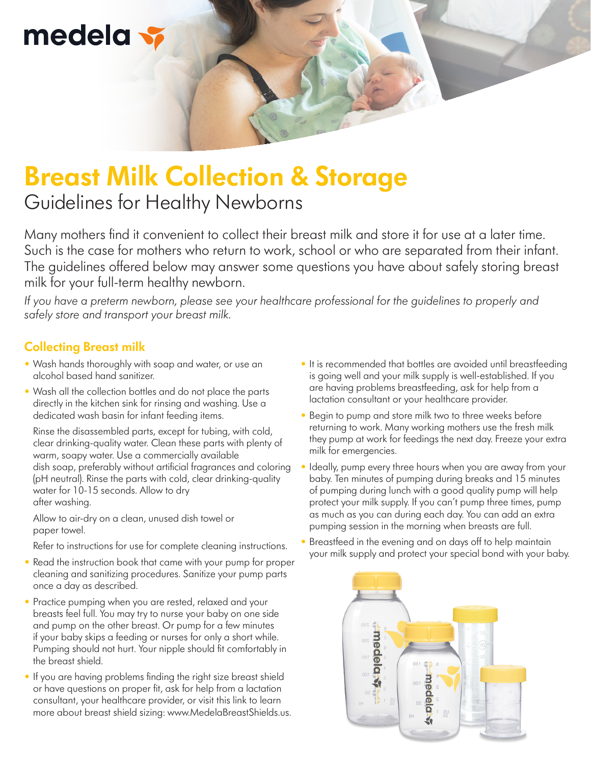medela

# Breast Milk Collection & Storage

## Guidelines for Healthy Newborns

Many mothers find it convenient to collect their breast milk and store it for use at a later time. Such is the case for mothers who return to work, school or who are separated from their infant. The guidelines offered below may answer some questions you have about safely storing breast milk for your full-term healthy newborn.

*If you have a preterm newborn, please see your healthcare professional for the guidelines to properly and safely store and transport your breast milk.*

### Collecting Breast milk

- Wash hands thoroughly with soap and water, or use an alcohol based hand sanitizer.
- Wash all the collection bottles and do not place the parts directly in the kitchen sink for rinsing and washing. Use a dedicated wash basin for infant feeding items.

  Rinse the disassembled parts, except for tubing, with cold, clear drinking-quality water. Clean these parts with plenty of warm, soapy water. Use a commercially available dish soap, preferably without artificial fragrances and coloring (pH neutral). Rinse the parts with cold, clear drinking-quality water for 10-15 seconds. Allow to dry after washing.

  Allow to air-dry on a clean, unused dish towel or paper towel.

  Refer to instructions for use for complete cleaning instructions.
- Read the instruction book that came with your pump for proper cleaning and sanitizing procedures. Sanitize your pump parts once a day as described.
- Practice pumping when you are rested, relaxed and your breasts feel full. You may try to nurse your baby on one side and pump on the other breast. Or pump for a few minutes if your baby skips a feeding or nurses for only a short while. Pumping should not hurt. Your nipple should fit comfortably in the breast shield.
- If you are having problems finding the right size breast shield or have questions on proper fit, ask for help from a lactation consultant, your healthcare provider, or visit this link to learn more about breast shield sizing: www.MedelaBreastShields.us.
- It is recommended that bottles are avoided until breastfeeding is going well and your milk supply is well-established. If you are having problems breastfeeding, ask for help from a lactation consultant or your healthcare provider.
- Begin to pump and store milk two to three weeks before returning to work. Many working mothers use the fresh milk they pump at work for feedings the next day. Freeze your extra milk for emergencies.
- Ideally, pump every three hours when you are away from your baby. Ten minutes of pumping during breaks and 15 minutes of pumping during lunch with a good quality pump will help protect your milk supply. If you can't pump three times, pump as much as you can during each day. You can add an extra pumping session in the morning when breasts are full.
- Breastfeed in the evening and on days off to help maintain your milk supply and protect your special bond with your baby.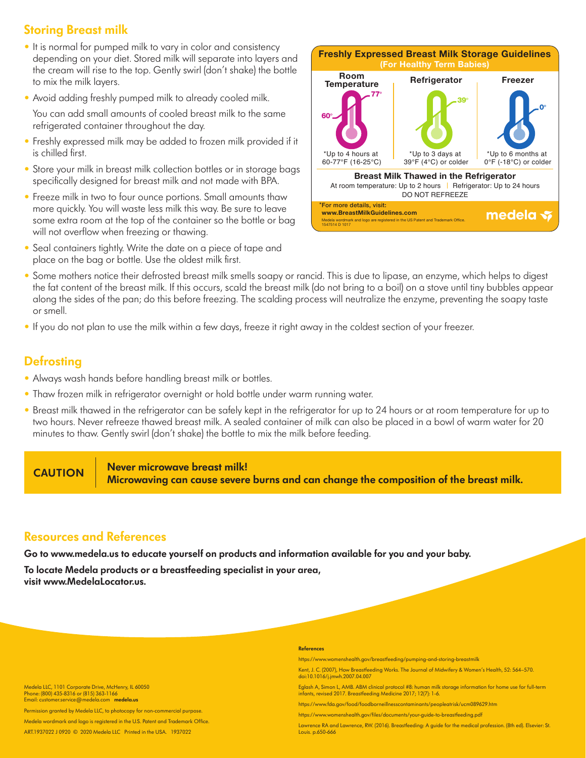## Storing Breast milk

- It is normal for pumped milk to vary in color and consistency depending on your diet. Stored milk will separate into layers and the cream will rise to the top. Gently swirl (don't shake) the bottle to mix the milk layers.
- Avoid adding freshly pumped milk to already cooled milk.

  You can add small amounts of cooled breast milk to the same refrigerated container throughout the day.
- Freshly expressed milk may be added to frozen milk provided if it is chilled first.
- Store your milk in breast milk collection bottles or in storage bags specifically designed for breast milk and not made with BPA.
- Freeze milk in two to four ounce portions. Small amounts thaw more quickly. You will waste less milk this way. Be sure to leave some extra room at the top of the container so the bottle or bag will not overflow when freezing or thawing.
- Seal containers tightly. Write the date on a piece of tape and place on the bag or bottle. Use the oldest milk first.
- Some mothers notice their defrosted breast milk smells soapy or rancid. This is due to lipase, an enzyme, which helps to digest the fat content of the breast milk. If this occurs, scald the breast milk (do not bring to a boil) on a stove until tiny bubbles appear along the sides of the pan; do this before freezing. The scalding process will neutralize the enzyme, preventing the soapy taste or smell.
- If you do not plan to use the milk within a few days, freeze it right away in the coldest section of your freezer.

**Freshly Expressed Breast Milk Storage Guidelines**
**(For Healthy Term Babies)**

| Room Temperature | Refrigerator | Freezer |
|---|---|---|
| 60° – 77° | 39° | 0° |
| *Up to 4 hours at 60-77°F (16-25°C) | *Up to 3 days at 39°F (4°C) or colder | *Up to 6 months at 0°F (-18°C) or colder |

**Breast Milk Thawed in the Refrigerator**
At room temperature: Up to 2 hours | Refrigerator: Up to 24 hours
DO NOT REFREEZE

*For more details, visit:
**www.BreastMilkGuidelines.com**
Medela wordmark and logo are registered in the US Patent and Trademark Office.
1547514 D 1017

medela

## Defrosting

- Always wash hands before handling breast milk or bottles.
- Thaw frozen milk in refrigerator overnight or hold bottle under warm running water.
- Breast milk thawed in the refrigerator can be safely kept in the refrigerator for up to 24 hours or at room temperature for up to two hours. Never refreeze thawed breast milk. A sealed container of milk can also be placed in a bowl of warm water for 20 minutes to thaw. Gently swirl (don't shake) the bottle to mix the milk before feeding.

**CAUTION** | **Never microwave breast milk!**
**Microwaving can cause severe burns and can change the composition of the breast milk.**

## Resources and References

**Go to www.medela.us to educate yourself on products and information available for you and your baby.**

**To locate Medela products or a breastfeeding specialist in your area, visit www.MedelaLocator.us.**

**References**

https://www.womenshealth.gov/breastfeeding/pumping-and-storing-breastmilk

Kent, J. C. (2007), How Breastfeeding Works. The Journal of Midwifery & Women's Health, 52: 564–570. doi:10.1016/j.jmwh.2007.04.007

Eglash A, Simon L, AMB. ABM clinical protocol #8: human milk storage information for home use for full-term infants, revised 2017. Breastfeeding Medicine 2017; 12(7): 1-6.

https://www.fda.gov/food/foodborneillnesscontaminants/peopleatrisk/ucm089629.htm

https://www.womenshealth.gov/files/documents/your-guide-to-breastfeeding.pdf

Lawrence RA and Lawrence, RW. (2016). Breastfeeding: A guide for the medical profession. (8th ed). Elsevier: St. Louis. p.650-666

Medela LLC, 1101 Corporate Drive, McHenry, IL 60050
Phone: (800) 435-8316 or (815) 363-1166
Email: customer.service@medela.com **medela.us**

Permission granted by Medela LLC, to photocopy for non-commercial purpose.

Medela wordmark and logo is registered in the U.S. Patent and Trademark Office.

ART.1937022 J 0920 © 2020 Medela LLC Printed in the USA. 1937022